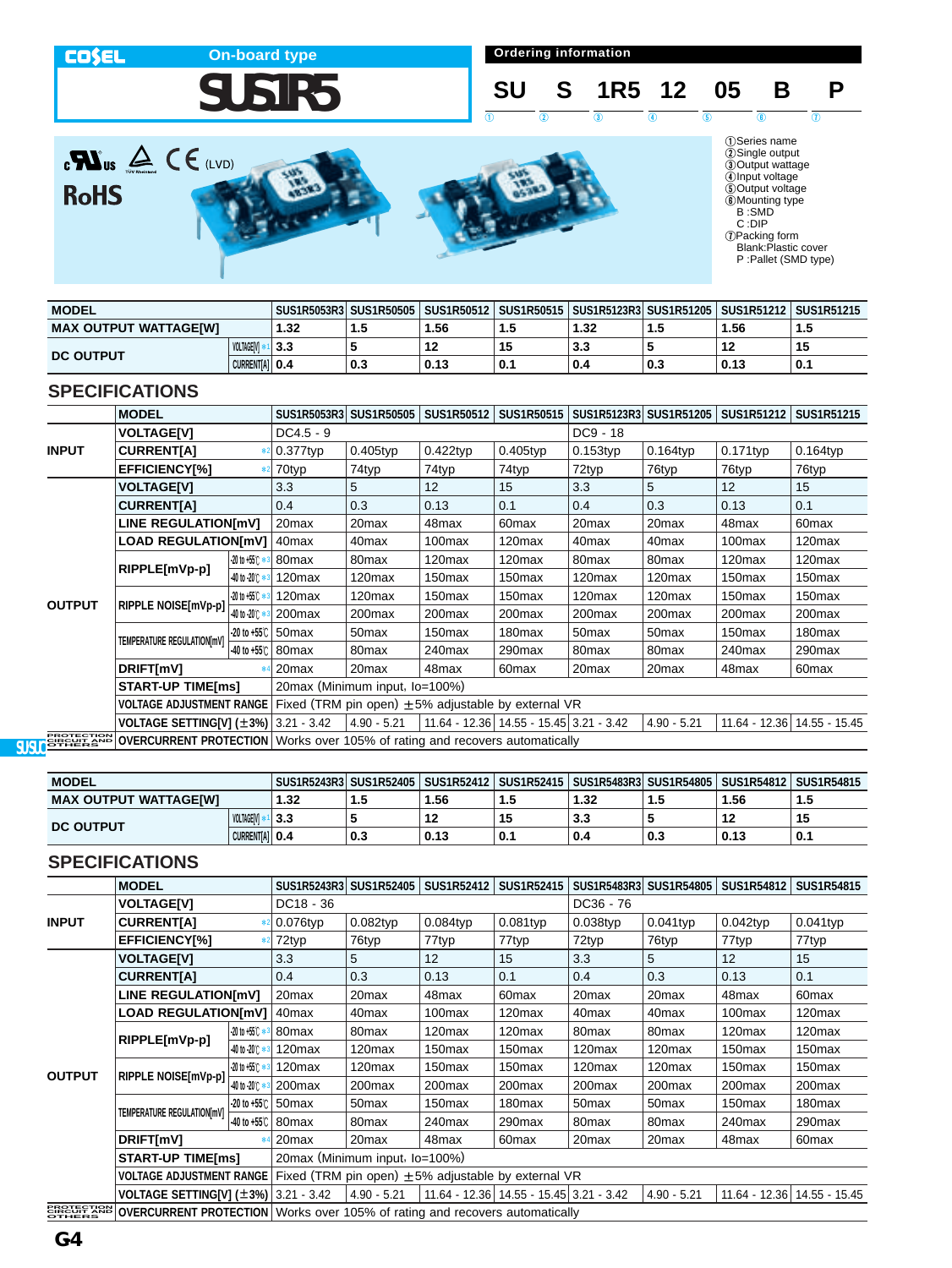COSEL On-board type

# SUS1R5

## Ordering information

SU S 1R5 12 05 B P

① ② ③ ④ ⑤ ⑥ ⑦

①Series name
②Single output
③Output wattage
④Input voltage
⑤Output voltage
⑥Mounting type
  B :SMD
  C :DIP
⑦Packing form
  Blank:Plastic cover
  P :Pallet (SMD type)

c UL us (LVD) RoHS

| MODEL | | SUS1R5053R3 | SUS1R50505 | SUS1R50512 | SUS1R50515 | SUS1R5123R3 | SUS1R51205 | SUS1R51212 | SUS1R51215 |
|---|---|---|---|---|---|---|---|---|---|
| MAX OUTPUT WATTAGE[W] | | 1.32 | 1.5 | 1.56 | 1.5 | 1.32 | 1.5 | 1.56 | 1.5 |
| DC OUTPUT | VOLTAGE[V] *1 | 3.3 | 5 | 12 | 15 | 3.3 | 5 | 12 | 15 |
| | CURRENT[A] | 0.4 | 0.3 | 0.13 | 0.1 | 0.4 | 0.3 | 0.13 | 0.1 |

## SPECIFICATIONS

| | MODEL | | SUS1R5053R3 | SUS1R50505 | SUS1R50512 | SUS1R50515 | SUS1R5123R3 | SUS1R51205 | SUS1R51212 | SUS1R51215 |
|---|---|---|---|---|---|---|---|---|---|---|
| INPUT | VOLTAGE[V] | | DC4.5 - 9 | | | | DC9 - 18 | | | |
| | CURRENT[A] | *2 | 0.377typ | 0.405typ | 0.422typ | 0.405typ | 0.153typ | 0.164typ | 0.171typ | 0.164typ |
| | EFFICIENCY[%] | *2 | 70typ | 74typ | 74typ | 74typ | 72typ | 76typ | 76typ | 76typ |
| OUTPUT | VOLTAGE[V] | | 3.3 | 5 | 12 | 15 | 3.3 | 5 | 12 | 15 |
| | CURRENT[A] | | 0.4 | 0.3 | 0.13 | 0.1 | 0.4 | 0.3 | 0.13 | 0.1 |
| | LINE REGULATION[mV] | | 20max | 20max | 48max | 60max | 20max | 20max | 48max | 60max |
| | LOAD REGULATION[mV] | | 40max | 40max | 100max | 120max | 40max | 40max | 100max | 120max |
| | RIPPLE[mVp-p] | -20 to +55℃ *3 | 80max | 80max | 120max | 120max | 80max | 80max | 120max | 120max |
| | | -40 to -20℃ *3 | 120max | 120max | 150max | 150max | 120max | 120max | 150max | 150max |
| | RIPPLE NOISE[mVp-p] | -20 to +55℃ *3 | 120max | 120max | 150max | 150max | 120max | 120max | 150max | 150max |
| | | -40 to -20℃ *3 | 200max | 200max | 200max | 200max | 200max | 200max | 200max | 200max |
| | TEMPERATURE REGULATION[mV] | -20 to +55℃ | 50max | 50max | 150max | 180max | 50max | 50max | 150max | 180max |
| | | -40 to +55℃ | 80max | 80max | 240max | 290max | 80max | 80max | 240max | 290max |
| | DRIFT[mV] | *4 | 20max | 20max | 48max | 60max | 20max | 20max | 48max | 60max |
| | START-UP TIME[ms] | | 20max (Minimum input, Io=100%) | | | | | | | |
| | VOLTAGE ADJUSTMENT RANGE | | Fixed (TRM pin open) ±5% adjustable by external VR | | | | | | | |
| | VOLTAGE SETTING[V] (±3%) | | 3.21 - 3.42 | 4.90 - 5.21 | 11.64 - 12.36 | 14.55 - 15.45 | 3.21 - 3.42 | 4.90 - 5.21 | 11.64 - 12.36 | 14.55 - 15.45 |
| PROTECTION CIRCUIT AND OTHERS | OVERCURRENT PROTECTION | | Works over 105% of rating and recovers automatically | | | | | | | |

| MODEL | | SUS1R5243R3 | SUS1R52405 | SUS1R52412 | SUS1R52415 | SUS1R5483R3 | SUS1R54805 | SUS1R54812 | SUS1R54815 |
|---|---|---|---|---|---|---|---|---|---|
| MAX OUTPUT WATTAGE[W] | | 1.32 | 1.5 | 1.56 | 1.5 | 1.32 | 1.5 | 1.56 | 1.5 |
| DC OUTPUT | VOLTAGE[V] *1 | 3.3 | 5 | 12 | 15 | 3.3 | 5 | 12 | 15 |
| | CURRENT[A] | 0.4 | 0.3 | 0.13 | 0.1 | 0.4 | 0.3 | 0.13 | 0.1 |

## SPECIFICATIONS

| | MODEL | | SUS1R5243R3 | SUS1R52405 | SUS1R52412 | SUS1R52415 | SUS1R5483R3 | SUS1R54805 | SUS1R54812 | SUS1R54815 |
|---|---|---|---|---|---|---|---|---|---|---|
| INPUT | VOLTAGE[V] | | DC18 - 36 | | | | DC36 - 76 | | | |
| | CURRENT[A] | *2 | 0.076typ | 0.082typ | 0.084typ | 0.081typ | 0.038typ | 0.041typ | 0.042typ | 0.041typ |
| | EFFICIENCY[%] | *2 | 72typ | 76typ | 77typ | 77typ | 72typ | 76typ | 77typ | 77typ |
| OUTPUT | VOLTAGE[V] | | 3.3 | 5 | 12 | 15 | 3.3 | 5 | 12 | 15 |
| | CURRENT[A] | | 0.4 | 0.3 | 0.13 | 0.1 | 0.4 | 0.3 | 0.13 | 0.1 |
| | LINE REGULATION[mV] | | 20max | 20max | 48max | 60max | 20max | 20max | 48max | 60max |
| | LOAD REGULATION[mV] | | 40max | 40max | 100max | 120max | 40max | 40max | 100max | 120max |
| | RIPPLE[mVp-p] | -20 to +55℃ *3 | 80max | 80max | 120max | 120max | 80max | 80max | 120max | 120max |
| | | -40 to -20℃ *3 | 120max | 120max | 150max | 150max | 120max | 120max | 150max | 150max |
| | RIPPLE NOISE[mVp-p] | -20 to +55℃ *3 | 120max | 120max | 150max | 150max | 120max | 120max | 150max | 150max |
| | | -40 to -20℃ *3 | 200max | 200max | 200max | 200max | 200max | 200max | 200max | 200max |
| | TEMPERATURE REGULATION[mV] | -20 to +55℃ | 50max | 50max | 150max | 180max | 50max | 50max | 150max | 180max |
| | | -40 to +55℃ | 80max | 80max | 240max | 290max | 80max | 80max | 240max | 290max |
| | DRIFT[mV] | *4 | 20max | 20max | 48max | 60max | 20max | 20max | 48max | 60max |
| | START-UP TIME[ms] | | 20max (Minimum input, Io=100%) | | | | | | | |
| | VOLTAGE ADJUSTMENT RANGE | | Fixed (TRM pin open) ±5% adjustable by external VR | | | | | | | |
| | VOLTAGE SETTING[V] (±3%) | | 3.21 - 3.42 | 4.90 - 5.21 | 11.64 - 12.36 | 14.55 - 15.45 | 3.21 - 3.42 | 4.90 - 5.21 | 11.64 - 12.36 | 14.55 - 15.45 |
| PROTECTION CIRCUIT AND OTHERS | OVERCURRENT PROTECTION | | Works over 105% of rating and recovers automatically | | | | | | | |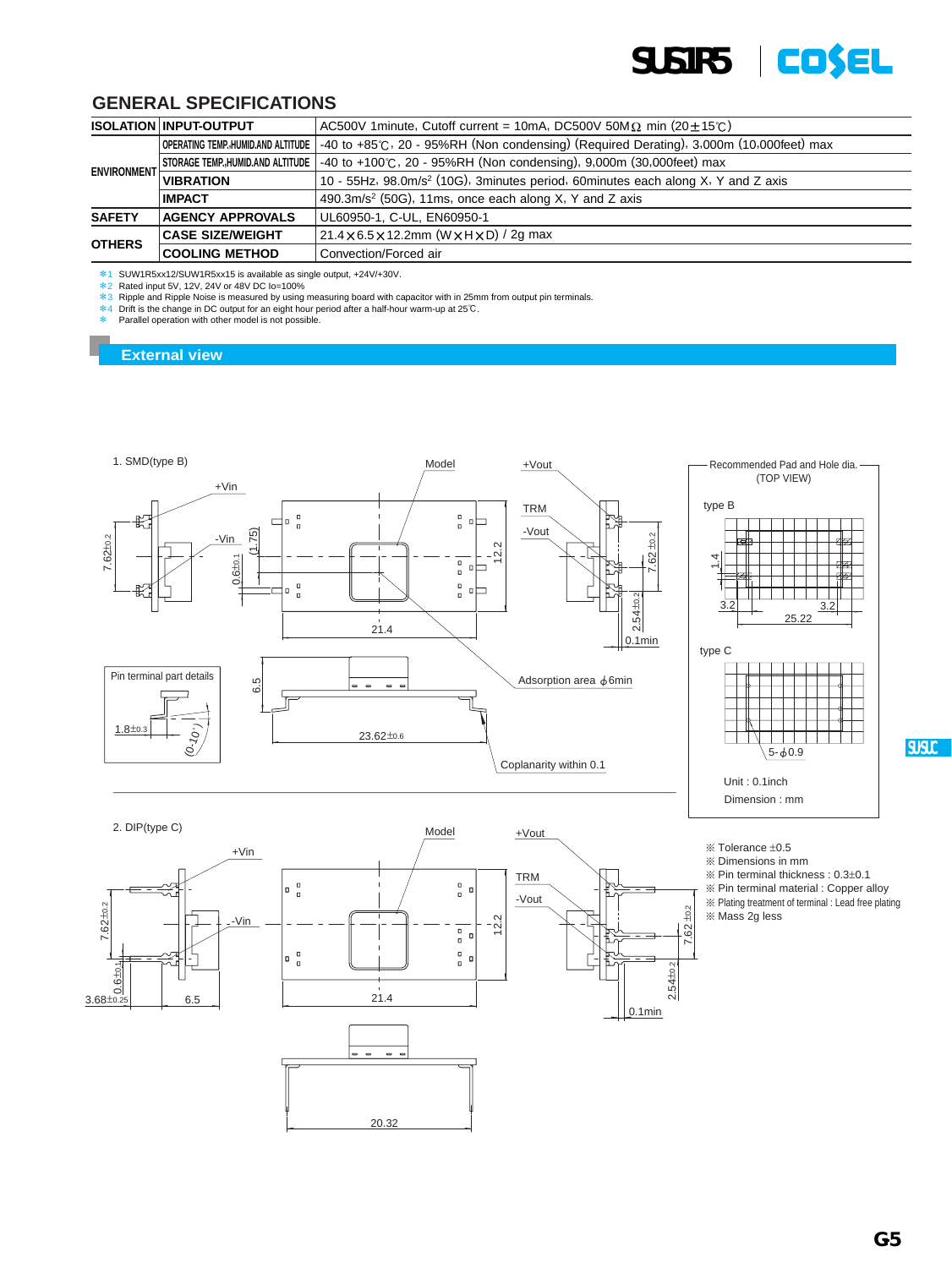## GENERAL SPECIFICATIONS

| | | |
|---|---|---|
| ISOLATION | INPUT-OUTPUT | AC500V 1minute, Cutoff current = 10mA, DC500V 50MΩ min (20±15℃) |
| ENVIRONMENT | OPERATING TEMP.,HUMID.AND ALTITUDE | -40 to +85℃, 20 - 95%RH (Non condensing) (Required Derating), 3,000m (10,000feet) max |
| | STORAGE TEMP.,HUMID.AND ALTITUDE | -40 to +100℃, 20 - 95%RH (Non condensing), 9,000m (30,000feet) max |
| | VIBRATION | 10 - 55Hz, 98.0m/s$^2$ (10G), 3minutes period, 60minutes each along X, Y and Z axis |
| | IMPACT | 490.3m/s$^2$ (50G), 11ms, once each along X, Y and Z axis |
| SAFETY | AGENCY APPROVALS | UL60950-1, C-UL, EN60950-1 |
| OTHERS | CASE SIZE/WEIGHT | 21.4×6.5×12.2mm (W×H×D) / 2g max |
| | COOLING METHOD | Convection/Forced air |

*1 SUW1R5xx12/SUW1R5xx15 is available as single output, +24V/+30V.
*2 Rated input 5V, 12V, 24V or 48V DC Io=100%
*3 Ripple and Ripple Noise is measured by using measuring board with capacitor with in 25mm from output pin terminals.
*4 Drift is the change in DC output for an eight hour period after a half-hour warm-up at 25℃.
* Parallel operation with other model is not possible.

## External view

1. SMD(type B)

Model, +Vout, +Vin, -Vin, TRM, -Vout, 7.62±0.2, (1.75), 0.6±0.1, 12.2, 21.4, 2.54±0.2, 0.1min, 6.5, 23.62±0.6, Adsorption area ϕ6min, Coplanarity within 0.1

Pin terminal part details: 1.8±0.3, (0-10°)

Recommended Pad and Hole dia. (TOP VIEW)

type B: 1.4, 3.2, 3.2, 25.22

type C: 5-ϕ0.9

Unit : 0.1inch
Dimension : mm

2. DIP(type C)

Model, +Vout, +Vin, -Vin, TRM, -Vout, 7.62±0.2, 0.6±0.1, 3.68±0.25, 6.5, 21.4, 12.2, 2.54±0.2, 0.1min, 20.32

※ Tolerance ±0.5
※ Dimensions in mm
※ Pin terminal thickness : 0.3±0.1
※ Pin terminal material : Copper alloy
※ Plating treatment of terminal : Lead free plating
※ Mass 2g less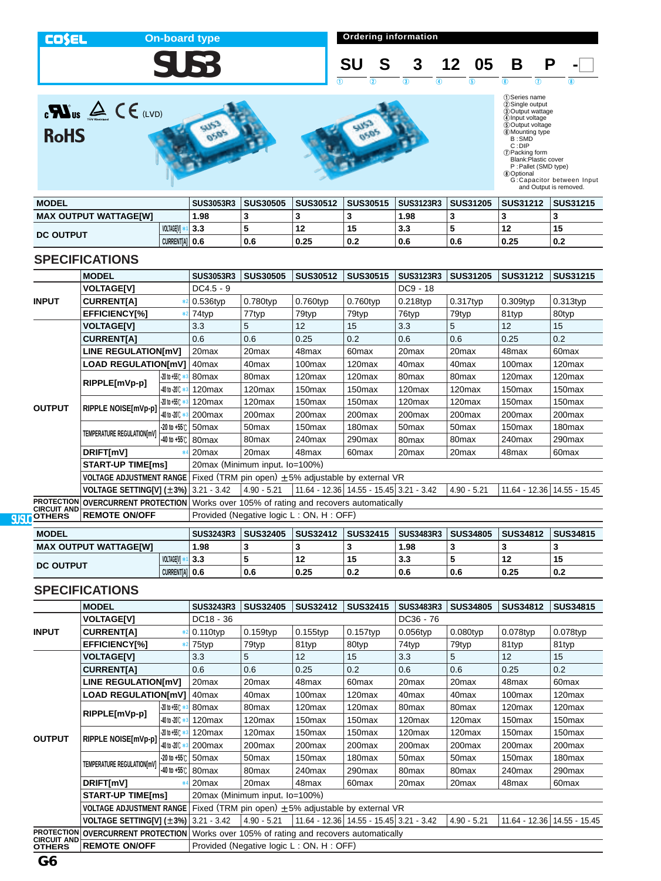COSEL On-board type

# SUS3

## Ordering information

SU S 3 12 05 B P -□

①Series name
②Single output
③Output wattage
④Input voltage
⑤Output voltage
⑥Mounting type
B : SMD
C : DIP
⑦Packing form
Blank: Plastic cover
P : Pallet (SMD type)
⑧Optional
G : Capacitor between Input and Output is removed.

c UL us, TÜV Rheinland, CE (LVD)

RoHS

| MODEL | | SUS3053R3 | SUS30505 | SUS30512 | SUS30515 | SUS3123R3 | SUS31205 | SUS31212 | SUS31215 |
|---|---|---|---|---|---|---|---|---|---|
| MAX OUTPUT WATTAGE[W] | | 1.98 | 3 | 3 | 3 | 1.98 | 3 | 3 | 3 |
| DC OUTPUT | VOLTAGE[V] *1 | 3.3 | 5 | 12 | 15 | 3.3 | 5 | 12 | 15 |
| | CURRENT[A] | 0.6 | 0.6 | 0.25 | 0.2 | 0.6 | 0.6 | 0.25 | 0.2 |

## SPECIFICATIONS

| | MODEL | | SUS3053R3 | SUS30505 | SUS30512 | SUS30515 | SUS3123R3 | SUS31205 | SUS31212 | SUS31215 |
|---|---|---|---|---|---|---|---|---|---|---|
| INPUT | VOLTAGE[V] | | DC4.5 - 9 | | | | DC9 - 18 | | | |
| | CURRENT[A] | *2 | 0.536typ | 0.780typ | 0.760typ | 0.760typ | 0.218typ | 0.317typ | 0.309typ | 0.313typ |
| | EFFICIENCY[%] | *2 | 74typ | 77typ | 79typ | 79typ | 76typ | 79typ | 81typ | 80typ |
| OUTPUT | VOLTAGE[V] | | 3.3 | 5 | 12 | 15 | 3.3 | 5 | 12 | 15 |
| | CURRENT[A] | | 0.6 | 0.6 | 0.25 | 0.2 | 0.6 | 0.6 | 0.25 | 0.2 |
| | LINE REGULATION[mV] | | 20max | 20max | 48max | 60max | 20max | 20max | 48max | 60max |
| | LOAD REGULATION[mV] | | 40max | 40max | 100max | 120max | 40max | 40max | 100max | 120max |
| | RIPPLE[mVp-p] | -20 to +55℃ *3 | 80max | 80max | 120max | 120max | 80max | 80max | 120max | 120max |
| | | -40 to -20℃ *3 | 120max | 120max | 150max | 150max | 120max | 120max | 150max | 150max |
| | RIPPLE NOISE[mVp-p] | -20 to +55℃ *3 | 120max | 120max | 150max | 150max | 120max | 120max | 150max | 150max |
| | | -40 to -20℃ *3 | 200max | 200max | 200max | 200max | 200max | 200max | 200max | 200max |
| | TEMPERATURE REGULATION[mV] | -20 to +55℃ | 50max | 50max | 150max | 180max | 50max | 50max | 150max | 180max |
| | | -40 to +55℃ | 80max | 80max | 240max | 290max | 80max | 80max | 240max | 290max |
| | DRIFT[mV] | *4 | 20max | 20max | 48max | 60max | 20max | 20max | 48max | 60max |
| | START-UP TIME[ms] | | 20max (Minimum input, Io=100%) | | | | | | | |
| | VOLTAGE ADJUSTMENT RANGE | | Fixed (TRM pin open) ±5% adjustable by external VR | | | | | | | |
| | VOLTAGE SETTING[V] (±3%) | | 3.21 - 3.42 | 4.90 - 5.21 | 11.64 - 12.36 | 14.55 - 15.45 | 3.21 - 3.42 | 4.90 - 5.21 | 11.64 - 12.36 | 14.55 - 15.45 |
| PROTECTION CIRCUIT AND OTHERS | OVERCURRENT PROTECTION | | Works over 105% of rating and recovers automatically | | | | | | | |
| | REMOTE ON/OFF | | Provided (Negative logic L : ON, H : OFF) | | | | | | | |

| MODEL | | SUS3243R3 | SUS32405 | SUS32412 | SUS32415 | SUS3483R3 | SUS34805 | SUS34812 | SUS34815 |
|---|---|---|---|---|---|---|---|---|---|
| MAX OUTPUT WATTAGE[W] | | 1.98 | 3 | 3 | 3 | 1.98 | 3 | 3 | 3 |
| DC OUTPUT | VOLTAGE[V] *1 | 3.3 | 5 | 12 | 15 | 3.3 | 5 | 12 | 15 |
| | CURRENT[A] | 0.6 | 0.6 | 0.25 | 0.2 | 0.6 | 0.6 | 0.25 | 0.2 |

## SPECIFICATIONS

| | MODEL | | SUS3243R3 | SUS32405 | SUS32412 | SUS32415 | SUS3483R3 | SUS34805 | SUS34812 | SUS34815 |
|---|---|---|---|---|---|---|---|---|---|---|
| INPUT | VOLTAGE[V] | | DC18 - 36 | | | | DC36 - 76 | | | |
| | CURRENT[A] | *2 | 0.110typ | 0.159typ | 0.155typ | 0.157typ | 0.056typ | 0.080typ | 0.078typ | 0.078typ |
| | EFFICIENCY[%] | *2 | 75typ | 79typ | 81typ | 80typ | 74typ | 79typ | 81typ | 81typ |
| OUTPUT | VOLTAGE[V] | | 3.3 | 5 | 12 | 15 | 3.3 | 5 | 12 | 15 |
| | CURRENT[A] | | 0.6 | 0.6 | 0.25 | 0.2 | 0.6 | 0.6 | 0.25 | 0.2 |
| | LINE REGULATION[mV] | | 20max | 20max | 48max | 60max | 20max | 20max | 48max | 60max |
| | LOAD REGULATION[mV] | | 40max | 40max | 100max | 120max | 40max | 40max | 100max | 120max |
| | RIPPLE[mVp-p] | -20 to +55℃ *3 | 80max | 80max | 120max | 120max | 80max | 80max | 120max | 120max |
| | | -40 to -20℃ *3 | 120max | 120max | 150max | 150max | 120max | 120max | 150max | 150max |
| | RIPPLE NOISE[mVp-p] | -20 to +55℃ *3 | 120max | 120max | 150max | 150max | 120max | 120max | 150max | 150max |
| | | -40 to -20℃ *3 | 200max | 200max | 200max | 200max | 200max | 200max | 200max | 200max |
| | TEMPERATURE REGULATION[mV] | -20 to +55℃ | 50max | 50max | 150max | 180max | 50max | 50max | 150max | 180max |
| | | -40 to +55℃ | 80max | 80max | 240max | 290max | 80max | 80max | 240max | 290max |
| | DRIFT[mV] | *4 | 20max | 20max | 48max | 60max | 20max | 20max | 48max | 60max |
| | START-UP TIME[ms] | | 20max (Minimum input, Io=100%) | | | | | | | |
| | VOLTAGE ADJUSTMENT RANGE | | Fixed (TRM pin open) ±5% adjustable by external VR | | | | | | | |
| | VOLTAGE SETTING[V] (±3%) | | 3.21 - 3.42 | 4.90 - 5.21 | 11.64 - 12.36 | 14.55 - 15.45 | 3.21 - 3.42 | 4.90 - 5.21 | 11.64 - 12.36 | 14.55 - 15.45 |
| PROTECTION CIRCUIT AND OTHERS | OVERCURRENT PROTECTION | | Works over 105% of rating and recovers automatically | | | | | | | |
| | REMOTE ON/OFF | | Provided (Negative logic L : ON, H : OFF) | | | | | | | |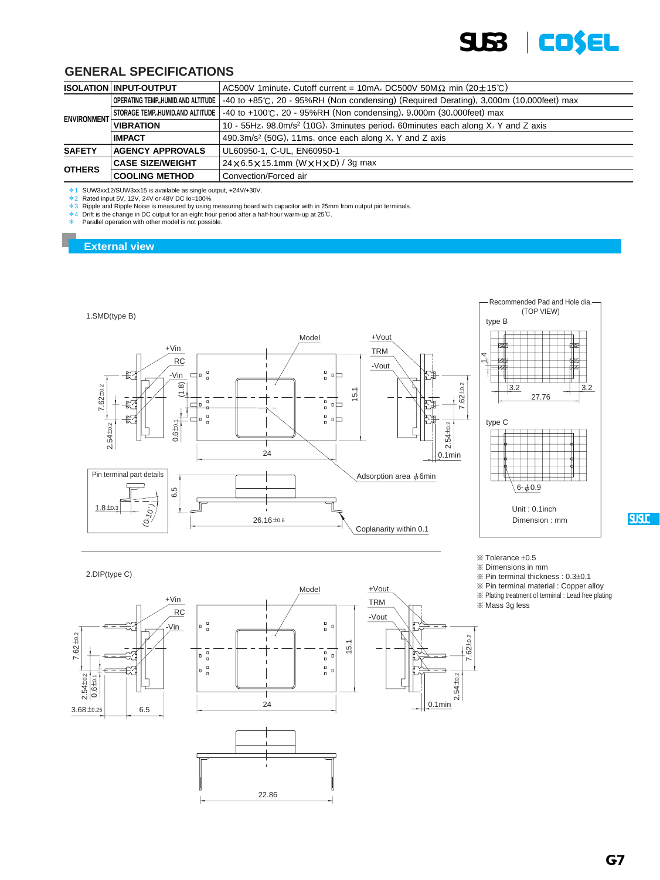## GENERAL SPECIFICATIONS

| | | |
|---|---|---|
| ISOLATION | INPUT-OUTPUT | AC500V 1minute, Cutoff current = 10mA, DC500V 50MΩ min (20±15℃) |
| ENVIRONMENT | OPERATING TEMP.,HUMID.AND ALTITUDE | -40 to +85℃, 20 - 95%RH (Non condensing) (Required Derating), 3,000m (10,000feet) max |
| | STORAGE TEMP.,HUMID.AND ALTITUDE | -40 to +100℃, 20 - 95%RH (Non condensing), 9,000m (30,000feet) max |
| | VIBRATION | 10 - 55Hz, 98.0m/s² (10G), 3minutes period, 60minutes each along X, Y and Z axis |
| | IMPACT | 490.3m/s² (50G), 11ms, once each along X, Y and Z axis |
| SAFETY | AGENCY APPROVALS | UL60950-1, C-UL, EN60950-1 |
| OTHERS | CASE SIZE/WEIGHT | 24×6.5×15.1mm (W×H×D) / 3g max |
| | COOLING METHOD | Convection/Forced air |

*1 SUW3xx12/SUW3xx15 is available as single output, +24V/+30V.
*2 Rated input 5V, 12V, 24V or 48V DC Io=100%
*3 Ripple and Ripple Noise is measured by using measuring board with capacitor with in 25mm from output pin terminals.
*4 Drift is the change in DC output for an eight hour period after a half-hour warm-up at 25℃.
* Parallel operation with other model is not possible.

## External view

1.SMD(type B)

2.DIP(type C)

Recommended Pad and Hole dia. (TOP VIEW)

Unit : 0.1inch
Dimension : mm

※ Tolerance ±0.5
※ Dimensions in mm
※ Pin terminal thickness : 0.3±0.1
※ Pin terminal material : Copper alloy
※ Plating treatment of terminal : Lead free plating
※ Mass 3g less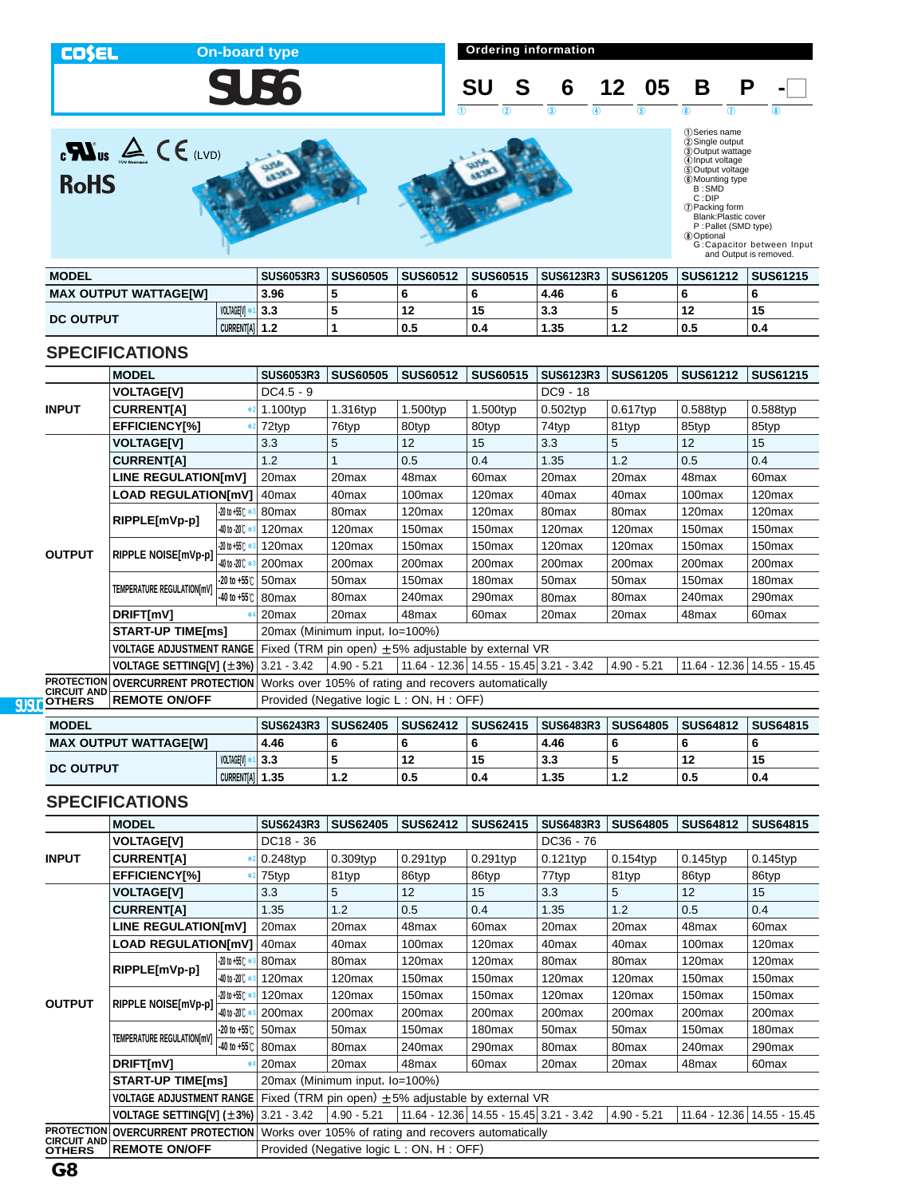COSEL **On-board type**

# SUS6

**Ordering information**

SU S 6 12 05 B P -□
① ② ③ ④ ⑤ ⑥ ⑦ ⑧

①Series name
②Single output
③Output wattage
④Input voltage
⑤Output voltage
⑥Mounting type
B : SMD
C : DIP
⑦Packing form
Blank:Plastic cover
P : Pallet (SMD type)
⑧Optional
G : Capacitor between Input and Output is removed.

(LVD)

RoHS

| MODEL | | SUS6053R3 | SUS60505 | SUS60512 | SUS60515 | SUS6123R3 | SUS61205 | SUS61212 | SUS61215 |
|---|---|---|---|---|---|---|---|---|---|
| MAX OUTPUT WATTAGE[W] | | 3.96 | 5 | 6 | 6 | 4.46 | 6 | 6 | 6 |
| DC OUTPUT | VOLTAGE[V] *1 | 3.3 | 5 | 12 | 15 | 3.3 | 5 | 12 | 15 |
| | CURRENT[A] | 1.2 | 1 | 0.5 | 0.4 | 1.35 | 1.2 | 0.5 | 0.4 |

## SPECIFICATIONS

| | MODEL | | SUS6053R3 | SUS60505 | SUS60512 | SUS60515 | SUS6123R3 | SUS61205 | SUS61212 | SUS61215 |
|---|---|---|---|---|---|---|---|---|---|---|
| INPUT | VOLTAGE[V] | | DC4.5 - 9 | | | | DC9 - 18 | | | |
| | CURRENT[A] | *2 | 1.100typ | 1.316typ | 1.500typ | 1.500typ | 0.502typ | 0.617typ | 0.588typ | 0.588typ |
| | EFFICIENCY[%] | *2 | 72typ | 76typ | 80typ | 80typ | 74typ | 81typ | 85typ | 85typ |
| OUTPUT | VOLTAGE[V] | | 3.3 | 5 | 12 | 15 | 3.3 | 5 | 12 | 15 |
| | CURRENT[A] | | 1.2 | 1 | 0.5 | 0.4 | 1.35 | 1.2 | 0.5 | 0.4 |
| | LINE REGULATION[mV] | | 20max | 20max | 48max | 60max | 20max | 20max | 48max | 60max |
| | LOAD REGULATION[mV] | | 40max | 40max | 100max | 120max | 40max | 40max | 100max | 120max |
| | RIPPLE[mVp-p] | -20 to +55℃ *3 | 80max | 80max | 120max | 120max | 80max | 80max | 120max | 120max |
| | | -40 to -20℃ *3 | 120max | 120max | 150max | 150max | 120max | 120max | 150max | 150max |
| | RIPPLE NOISE[mVp-p] | -20 to +55℃ *3 | 120max | 120max | 150max | 150max | 120max | 120max | 150max | 150max |
| | | -40 to -20℃ *3 | 200max | 200max | 200max | 200max | 200max | 200max | 200max | 200max |
| | TEMPERATURE REGULATION[mV] | -20 to +55℃ | 50max | 50max | 150max | 180max | 50max | 50max | 150max | 180max |
| | | -40 to +55℃ | 80max | 80max | 240max | 290max | 80max | 80max | 240max | 290max |
| | DRIFT[mV] | *4 | 20max | 20max | 48max | 60max | 20max | 20max | 48max | 60max |
| | START-UP TIME[ms] | | 20max (Minimum input, Io=100%) | | | | | | | |
| | VOLTAGE ADJUSTMENT RANGE | | Fixed (TRM pin open) ±5% adjustable by external VR | | | | | | | |
| | VOLTAGE SETTING[V] (±3%) | | 3.21 - 3.42 | 4.90 - 5.21 | 11.64 - 12.36 | 14.55 - 15.45 | 3.21 - 3.42 | 4.90 - 5.21 | 11.64 - 12.36 | 14.55 - 15.45 |
| PROTECTION CIRCUIT AND OTHERS | OVERCURRENT PROTECTION | | Works over 105% of rating and recovers automatically | | | | | | | |
| | REMOTE ON/OFF | | Provided (Negative logic L : ON, H : OFF) | | | | | | | |

| MODEL | | SUS6243R3 | SUS62405 | SUS62412 | SUS62415 | SUS6483R3 | SUS64805 | SUS64812 | SUS64815 |
|---|---|---|---|---|---|---|---|---|---|
| MAX OUTPUT WATTAGE[W] | | 4.46 | 6 | 6 | 6 | 4.46 | 6 | 6 | 6 |
| DC OUTPUT | VOLTAGE[V] *1 | 3.3 | 5 | 12 | 15 | 3.3 | 5 | 12 | 15 |
| | CURRENT[A] | 1.35 | 1.2 | 0.5 | 0.4 | 1.35 | 1.2 | 0.5 | 0.4 |

## SPECIFICATIONS

| | MODEL | | SUS6243R3 | SUS62405 | SUS62412 | SUS62415 | SUS6483R3 | SUS64805 | SUS64812 | SUS64815 |
|---|---|---|---|---|---|---|---|---|---|---|
| INPUT | VOLTAGE[V] | | DC18 - 36 | | | | DC36 - 76 | | | |
| | CURRENT[A] | *2 | 0.248typ | 0.309typ | 0.291typ | 0.291typ | 0.121typ | 0.154typ | 0.145typ | 0.145typ |
| | EFFICIENCY[%] | *2 | 75typ | 81typ | 86typ | 86typ | 77typ | 81typ | 86typ | 86typ |
| OUTPUT | VOLTAGE[V] | | 3.3 | 5 | 12 | 15 | 3.3 | 5 | 12 | 15 |
| | CURRENT[A] | | 1.35 | 1.2 | 0.5 | 0.4 | 1.35 | 1.2 | 0.5 | 0.4 |
| | LINE REGULATION[mV] | | 20max | 20max | 48max | 60max | 20max | 20max | 48max | 60max |
| | LOAD REGULATION[mV] | | 40max | 40max | 100max | 120max | 40max | 40max | 100max | 120max |
| | RIPPLE[mVp-p] | -20 to +55℃ *3 | 80max | 80max | 120max | 120max | 80max | 80max | 120max | 120max |
| | | -40 to -20℃ *3 | 120max | 120max | 150max | 150max | 120max | 120max | 150max | 150max |
| | RIPPLE NOISE[mVp-p] | -20 to +55℃ *3 | 120max | 120max | 150max | 150max | 120max | 120max | 150max | 150max |
| | | -40 to -20℃ *3 | 200max | 200max | 200max | 200max | 200max | 200max | 200max | 200max |
| | TEMPERATURE REGULATION[mV] | -20 to +55℃ | 50max | 50max | 150max | 180max | 50max | 50max | 150max | 180max |
| | | -40 to +55℃ | 80max | 80max | 240max | 290max | 80max | 80max | 240max | 290max |
| | DRIFT[mV] | *4 | 20max | 20max | 48max | 60max | 20max | 20max | 48max | 60max |
| | START-UP TIME[ms] | | 20max (Minimum input, Io=100%) | | | | | | | |
| | VOLTAGE ADJUSTMENT RANGE | | Fixed (TRM pin open) ±5% adjustable by external VR | | | | | | | |
| | VOLTAGE SETTING[V] (±3%) | | 3.21 - 3.42 | 4.90 - 5.21 | 11.64 - 12.36 | 14.55 - 15.45 | 3.21 - 3.42 | 4.90 - 5.21 | 11.64 - 12.36 | 14.55 - 15.45 |
| PROTECTION CIRCUIT AND OTHERS | OVERCURRENT PROTECTION | | Works over 105% of rating and recovers automatically | | | | | | | |
| | REMOTE ON/OFF | | Provided (Negative logic L : ON, H : OFF) | | | | | | | |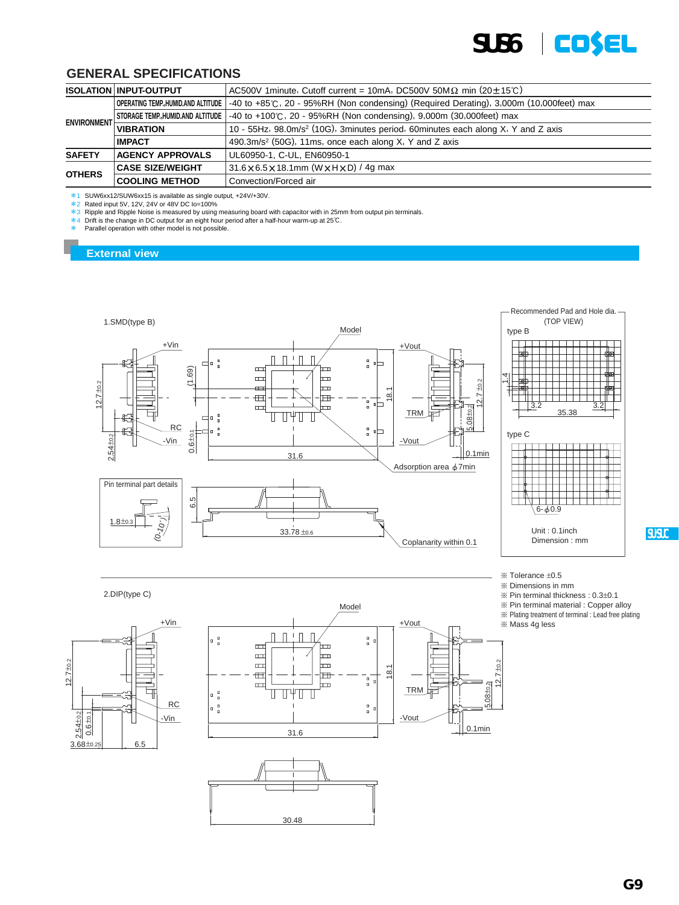## GENERAL SPECIFICATIONS

| | | |
|---|---|---|
| ISOLATION | INPUT-OUTPUT | AC500V 1minute, Cutoff current = 10mA, DC500V 50MΩ min (20±15℃) |
| ENVIRONMENT | OPERATING TEMP.,HUMID.AND ALTITUDE | -40 to +85℃, 20 - 95%RH (Non condensing) (Required Derating), 3,000m (10,000feet) max |
| | STORAGE TEMP.,HUMID.AND ALTITUDE | -40 to +100℃, 20 - 95%RH (Non condensing), 9,000m (30,000feet) max |
| | VIBRATION | 10 - 55Hz, 98.0m/s² (10G), 3minutes period, 60minutes each along X, Y and Z axis |
| | IMPACT | 490.3m/s² (50G), 11ms, once each along X, Y and Z axis |
| SAFETY | AGENCY APPROVALS | UL60950-1, C-UL, EN60950-1 |
| OTHERS | CASE SIZE/WEIGHT | 31.6×6.5×18.1mm (W×H×D) / 4g max |
| | COOLING METHOD | Convection/Forced air |

*1 SUW6xx12/SUW6xx15 is available as single output, +24V/+30V.
*2 Rated input 5V, 12V, 24V or 48V DC Io=100%
*3 Ripple and Ripple Noise is measured by using measuring board with capacitor with in 25mm from output pin terminals.
*4 Drift is the change in DC output for an eight hour period after a half-hour warm-up at 25℃.
* Parallel operation with other model is not possible.

## External view

1.SMD(type B)

Model, +Vin, RC, -Vin, +Vout, TRM, -Vout, (1.69), 12.7±0.2, 2.54±0.2, 0.6±0.1, 31.6, 18.1, 5.08±0.2, 0.1min, Adsorption area ϕ7min

Pin terminal part details: 1.8±0.3, (0-10°)

6.5, 33.78±0.6, Coplanarity within 0.1

Recommended Pad and Hole dia. (TOP VIEW)

type B: 1.4, 3.2, 35.38, 3.2

type C: 6-ϕ0.9

Unit : 0.1inch
Dimension : mm

※ Tolerance ±0.5
※ Dimensions in mm
※ Pin terminal thickness : 0.3±0.1
※ Pin terminal material : Copper alloy
※ Plating treatment of terminal : Lead free plating
※ Mass 4g less

2.DIP(type C)

Model, +Vin, RC, -Vin, +Vout, TRM, -Vout, 12.7±0.2, 2.54±0.2, 0.6±0.1, 3.68±0.25, 6.5, 31.6, 18.1, 5.08±0.2, 0.1min, 30.48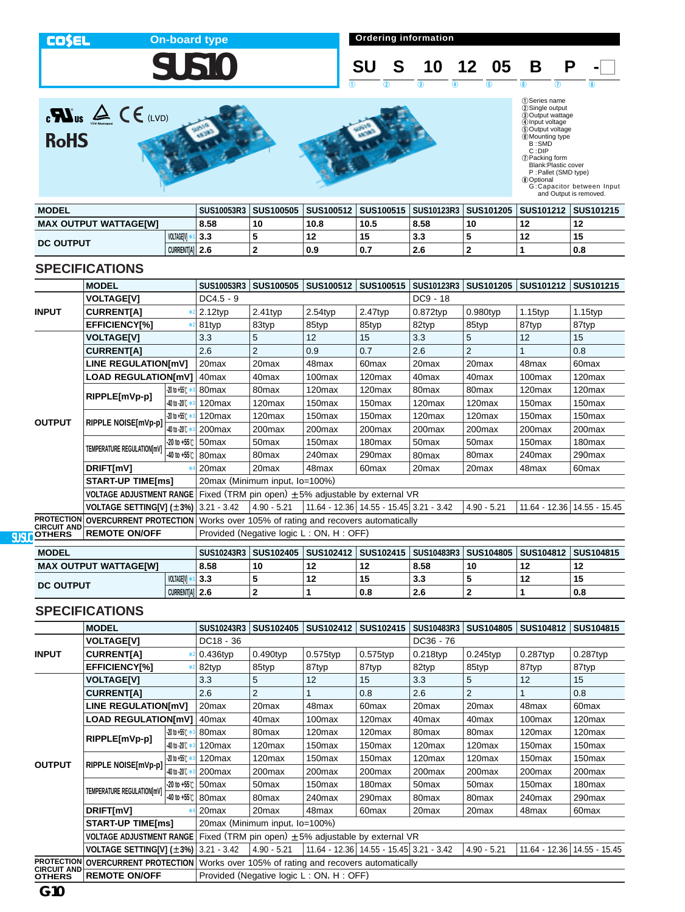COSEL On-board type

# SUS10

## Ordering information

SU S 10 12 05 B P -☐

① ② ③ ④ ⑤ ⑥ ⑦ ⑧

- ①Series name
- ②Single output
- ③Output wattage
- ④Input voltage
- ⑤Output voltage
- ⑥Mounting type
  - B : SMD
  - C : DIP
- ⑦Packing form
  - Blank:Plastic cover
  - P : Pallet (SMD type)
- ⑧Optional
  - G : Capacitor between Input and Output is removed.

(LVD)

RoHS

| MODEL | | SUS10053R3 | SUS100505 | SUS100512 | SUS100515 | SUS10123R3 | SUS101205 | SUS101212 | SUS101215 |
|---|---|---|---|---|---|---|---|---|---|
| MAX OUTPUT WATTAGE[W] | | 8.58 | 10 | 10.8 | 10.5 | 8.58 | 10 | 12 | 12 |
| DC OUTPUT | VOLTAGE[V] *1 | 3.3 | 5 | 12 | 15 | 3.3 | 5 | 12 | 15 |
| | CURRENT[A] | 2.6 | 2 | 0.9 | 0.7 | 2.6 | 2 | 1 | 0.8 |

## SPECIFICATIONS

| | MODEL | | SUS10053R3 | SUS100505 | SUS100512 | SUS100515 | SUS10123R3 | SUS101205 | SUS101212 | SUS101215 |
|---|---|---|---|---|---|---|---|---|---|---|
| INPUT | VOLTAGE[V] | | DC4.5 - 9 | | | | DC9 - 18 | | | |
| | CURRENT[A] | *2 | 2.12typ | 2.41typ | 2.54typ | 2.47typ | 0.872typ | 0.980typ | 1.15typ | 1.15typ |
| | EFFICIENCY[%] | *2 | 81typ | 83typ | 85typ | 85typ | 82typ | 85typ | 87typ | 87typ |
| OUTPUT | VOLTAGE[V] | | 3.3 | 5 | 12 | 15 | 3.3 | 5 | 12 | 15 |
| | CURRENT[A] | | 2.6 | 2 | 0.9 | 0.7 | 2.6 | 2 | 1 | 0.8 |
| | LINE REGULATION[mV] | | 20max | 20max | 48max | 60max | 20max | 20max | 48max | 60max |
| | LOAD REGULATION[mV] | | 40max | 40max | 100max | 120max | 40max | 40max | 100max | 120max |
| | RIPPLE[mVp-p] | -20 to +55℃ *3 | 80max | 80max | 120max | 120max | 80max | 80max | 120max | 120max |
| | | -40 to -20℃ *3 | 120max | 120max | 150max | 150max | 120max | 120max | 150max | 150max |
| | RIPPLE NOISE[mVp-p] | -20 to +55℃ *3 | 120max | 120max | 150max | 150max | 120max | 120max | 150max | 150max |
| | | -40 to -20℃ *3 | 200max | 200max | 200max | 200max | 200max | 200max | 200max | 200max |
| | TEMPERATURE REGULATION[mV] | -20 to +55℃ | 50max | 50max | 150max | 180max | 50max | 50max | 150max | 180max |
| | | -40 to +55℃ | 80max | 80max | 240max | 290max | 80max | 80max | 240max | 290max |
| | DRIFT[mV] | *4 | 20max | 20max | 48max | 60max | 20max | 20max | 48max | 60max |
| | START-UP TIME[ms] | | 20max (Minimum input, Io=100%) | | | | | | | |
| | VOLTAGE ADJUSTMENT RANGE | | Fixed (TRM pin open) ±5% adjustable by external VR | | | | | | | |
| | VOLTAGE SETTING[V] (±3%) | | 3.21 - 3.42 | 4.90 - 5.21 | 11.64 - 12.36 | 14.55 - 15.45 | 3.21 - 3.42 | 4.90 - 5.21 | 11.64 - 12.36 | 14.55 - 15.45 |
| PROTECTION CIRCUIT AND OTHERS | OVERCURRENT PROTECTION | | Works over 105% of rating and recovers automatically | | | | | | | |
| | REMOTE ON/OFF | | Provided (Negative logic L : ON, H : OFF) | | | | | | | |

| MODEL | | SUS10243R3 | SUS102405 | SUS102412 | SUS102415 | SUS10483R3 | SUS104805 | SUS104812 | SUS104815 |
|---|---|---|---|---|---|---|---|---|---|
| MAX OUTPUT WATTAGE[W] | | 8.58 | 10 | 12 | 12 | 8.58 | 10 | 12 | 12 |
| DC OUTPUT | VOLTAGE[V] *1 | 3.3 | 5 | 12 | 15 | 3.3 | 5 | 12 | 15 |
| | CURRENT[A] | 2.6 | 2 | 1 | 0.8 | 2.6 | 2 | 1 | 0.8 |

## SPECIFICATIONS

| | MODEL | | SUS10243R3 | SUS102405 | SUS102412 | SUS102415 | SUS10483R3 | SUS104805 | SUS104812 | SUS104815 |
|---|---|---|---|---|---|---|---|---|---|---|
| INPUT | VOLTAGE[V] | | DC18 - 36 | | | | DC36 - 76 | | | |
| | CURRENT[A] | *2 | 0.436typ | 0.490typ | 0.575typ | 0.575typ | 0.218typ | 0.245typ | 0.287typ | 0.287typ |
| | EFFICIENCY[%] | *2 | 82typ | 85typ | 87typ | 87typ | 82typ | 85typ | 87typ | 87typ |
| OUTPUT | VOLTAGE[V] | | 3.3 | 5 | 12 | 15 | 3.3 | 5 | 12 | 15 |
| | CURRENT[A] | | 2.6 | 2 | 1 | 0.8 | 2.6 | 2 | 1 | 0.8 |
| | LINE REGULATION[mV] | | 20max | 20max | 48max | 60max | 20max | 20max | 48max | 60max |
| | LOAD REGULATION[mV] | | 40max | 40max | 100max | 120max | 40max | 40max | 100max | 120max |
| | RIPPLE[mVp-p] | -20 to +55℃ *3 | 80max | 80max | 120max | 120max | 80max | 80max | 120max | 120max |
| | | -40 to -20℃ *3 | 120max | 120max | 150max | 150max | 120max | 120max | 150max | 150max |
| | RIPPLE NOISE[mVp-p] | -20 to +55℃ *3 | 120max | 120max | 150max | 150max | 120max | 120max | 150max | 150max |
| | | -40 to -20℃ *3 | 200max | 200max | 200max | 200max | 200max | 200max | 200max | 200max |
| | TEMPERATURE REGULATION[mV] | -20 to +55℃ | 50max | 50max | 150max | 180max | 50max | 50max | 150max | 180max |
| | | -40 to +55℃ | 80max | 80max | 240max | 290max | 80max | 80max | 240max | 290max |
| | DRIFT[mV] | *4 | 20max | 20max | 48max | 60max | 20max | 20max | 48max | 60max |
| | START-UP TIME[ms] | | 20max (Minimum input, Io=100%) | | | | | | | |
| | VOLTAGE ADJUSTMENT RANGE | | Fixed (TRM pin open) ±5% adjustable by external VR | | | | | | | |
| | VOLTAGE SETTING[V] (±3%) | | 3.21 - 3.42 | 4.90 - 5.21 | 11.64 - 12.36 | 14.55 - 15.45 | 3.21 - 3.42 | 4.90 - 5.21 | 11.64 - 12.36 | 14.55 - 15.45 |
| PROTECTION CIRCUIT AND OTHERS | OVERCURRENT PROTECTION | | Works over 105% of rating and recovers automatically | | | | | | | |
| | REMOTE ON/OFF | | Provided (Negative logic L : ON, H : OFF) | | | | | | | |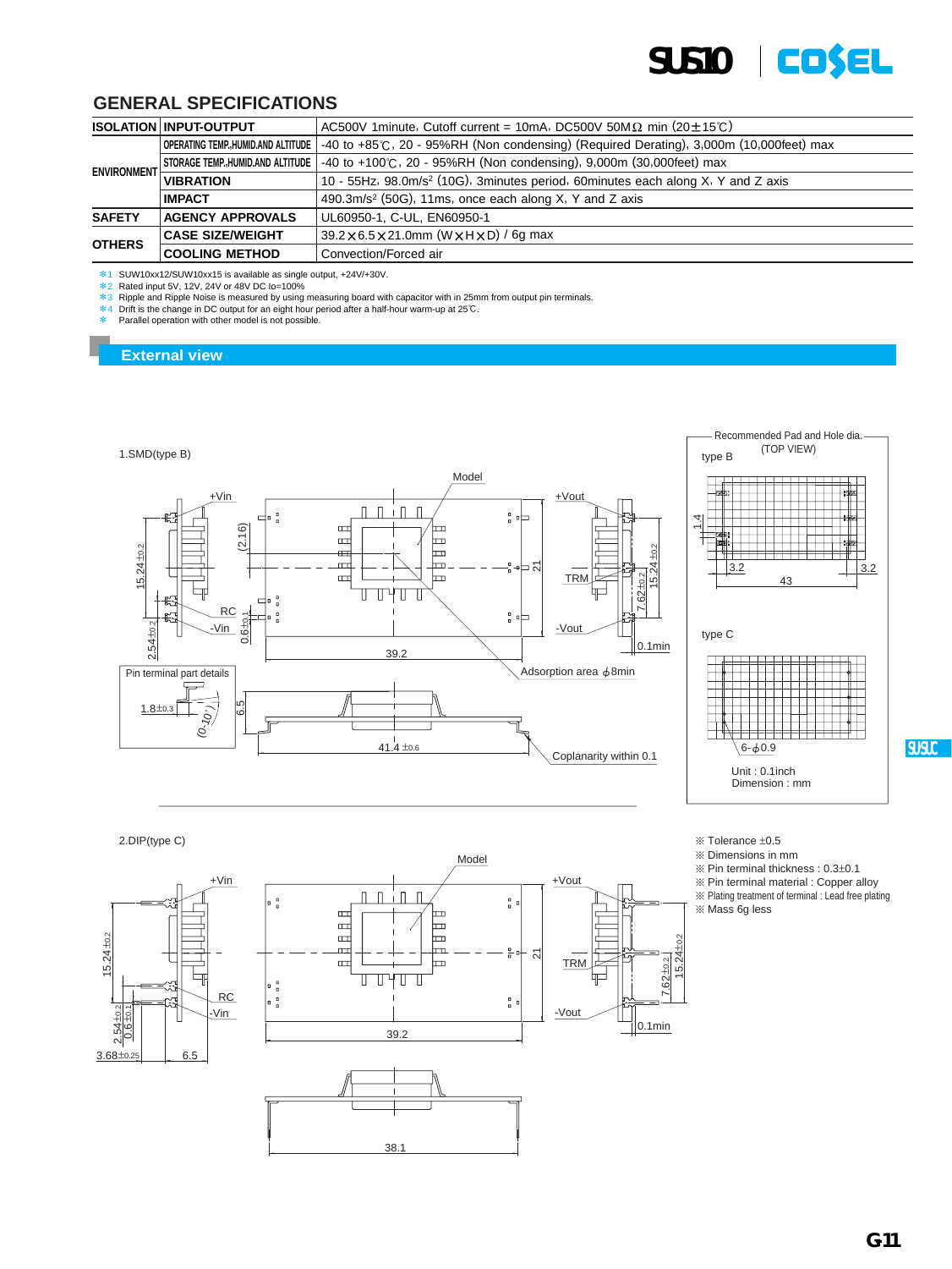## GENERAL SPECIFICATIONS

| | | |
|---|---|---|
| ISOLATION | INPUT-OUTPUT | AC500V 1minute, Cutoff current = 10mA, DC500V 50MΩ min (20±15℃) |
| ENVIRONMENT | OPERATING TEMP.,HUMID.AND ALTITUDE | -40 to +85℃, 20 - 95%RH (Non condensing) (Required Derating), 3,000m (10,000feet) max |
| | STORAGE TEMP.,HUMID.AND ALTITUDE | -40 to +100℃, 20 - 95%RH (Non condensing), 9,000m (30,000feet) max |
| | VIBRATION | 10 - 55Hz, 98.0m/s² (10G), 3minutes period, 60minutes each along X, Y and Z axis |
| | IMPACT | 490.3m/s² (50G), 11ms, once each along X, Y and Z axis |
| SAFETY | AGENCY APPROVALS | UL60950-1, C-UL, EN60950-1 |
| OTHERS | CASE SIZE/WEIGHT | 39.2×6.5×21.0mm (W×H×D) / 6g max |
| | COOLING METHOD | Convection/Forced air |

*1 SUW10xx12/SUW10xx15 is available as single output, +24V/+30V.
*2 Rated input 5V, 12V, 24V or 48V DC Io=100%
*3 Ripple and Ripple Noise is measured by using measuring board with capacitor with in 25mm from output pin terminals.
*4 Drift is the change in DC output for an eight hour period after a half-hour warm-up at 25℃.
* Parallel operation with other model is not possible.

## External view

1.SMD(type B)

+Vin, RC, -Vin, Model, +Vout, TRM, -Vout, (2.16), 15.24±0.2, 2.54±0.2, 0.6±0.1, 21, 7.62±0.2, 15.24±0.2, 0.1min, 39.2, Adsorption area ϕ8min

Pin terminal part details: 1.8±0.3, (0-10°), 6.5, 41.4 ±0.6, Coplanarity within 0.1

Recommended Pad and Hole dia. (TOP VIEW)

type B: 1.4, 3.2, 43, 3.2

type C: 6-ϕ0.9

Unit : 0.1inch
Dimension : mm

2.DIP(type C)

+Vin, RC, -Vin, Model, +Vout, TRM, -Vout, 15.24±0.2, 2.54±0.2, 0.6±0.1, 3.68±0.25, 6.5, 21, 39.2, 7.62±0.2, 15.24±0.2, 0.1min, 38.1

※ Tolerance ±0.5
※ Dimensions in mm
※ Pin terminal thickness : 0.3±0.1
※ Pin terminal material : Copper alloy
※ Plating treatment of terminal : Lead free plating
※ Mass 6g less